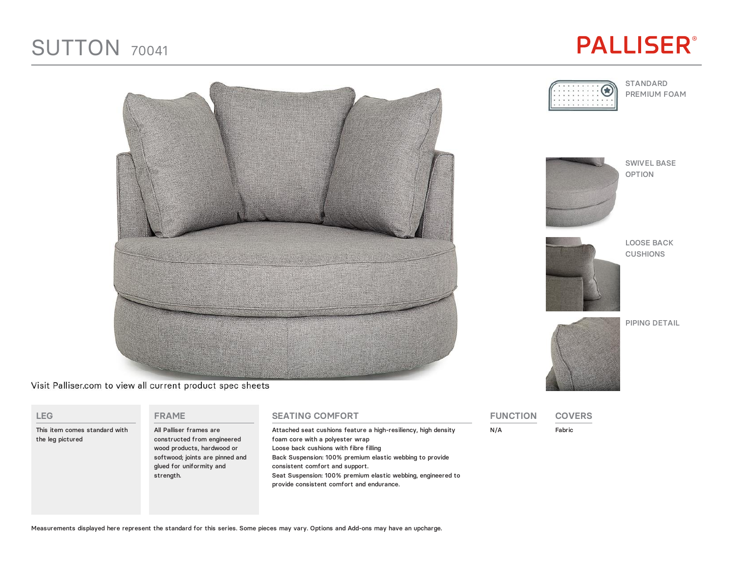# SUTTON 70041

PALLISER®

STANDARD PREMIUM FOAM

SWIVEL BASE OPTION

LOOSE BACK CUSHIONS

PIPING DETAIL

Visit Palliser.com to view all current product spec sheets

## LEG

This item comes standard with the leg pictured

## FRAME

All Palliser frames are constructed from engineered wood products, hardwood or softwood; joints are pinned and glued for uniformity and strength.

## SEATING COMFORT

Attached seat cushions feature a high-resiliency, high density foam core with a polyester wrap

Loose back cushions with fibre filling

Back Suspension: 100% premium elastic webbing to provide consistent comfort and support.

Seat Suspension: 100% premium elastic webbing, engineered to provide consistent comfort and endurance.

## FUNCTION

N/A

## COVERS

Fabric

Measurements displayed here represent the standard for this series. Some pieces may vary. Options and Add-ons may have an upcharge.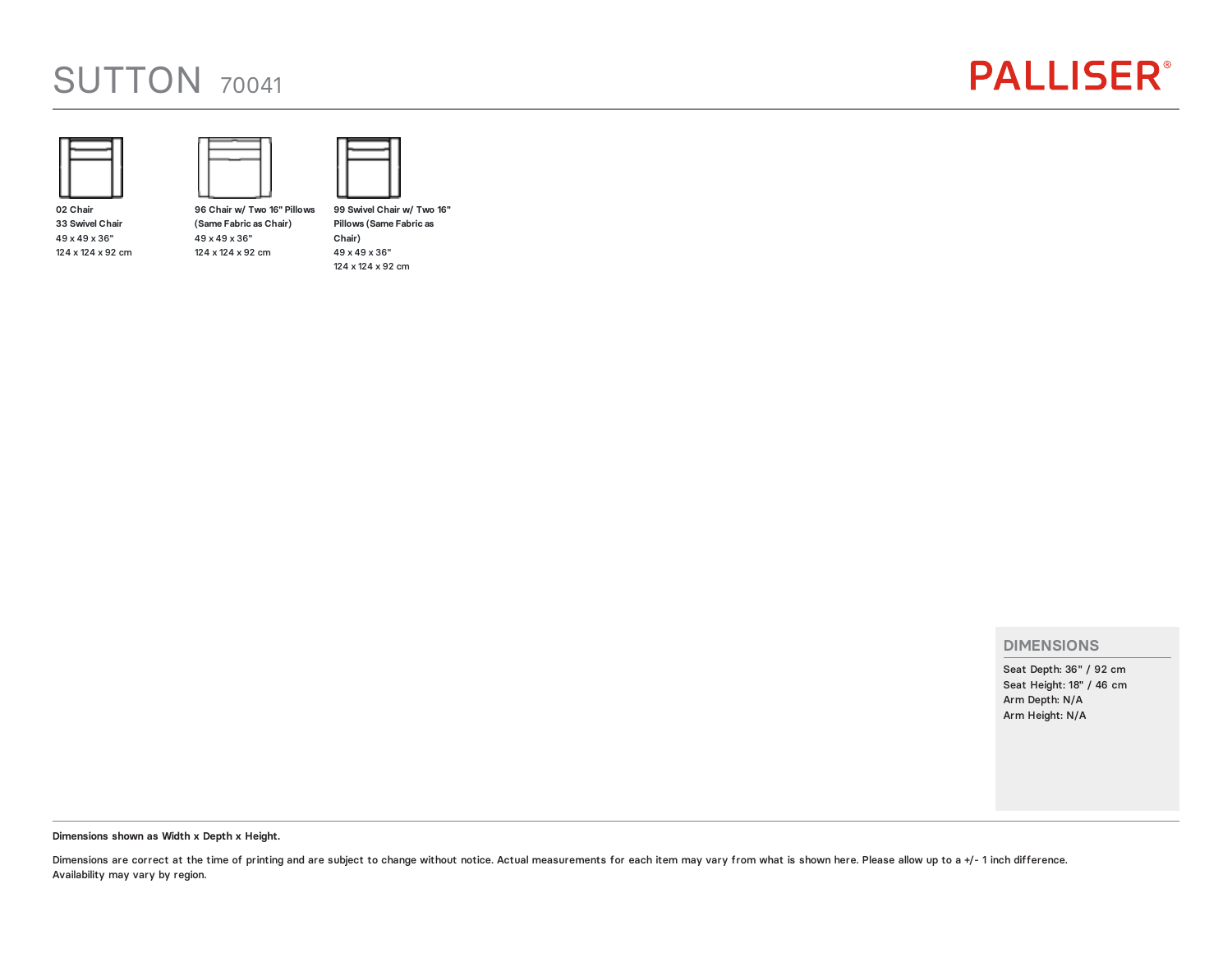# SUTTON 70041

PALLISER®

**02 Chair**
**33 Swivel Chair**
49 x 49 x 36"
124 x 124 x 92 cm

**96 Chair w/ Two 16" Pillows (Same Fabric as Chair)**
49 x 49 x 36"
124 x 124 x 92 cm

**99 Swivel Chair w/ Two 16" Pillows (Same Fabric as Chair)**
49 x 49 x 36"
124 x 124 x 92 cm

## DIMENSIONS

Seat Depth: 36" / 92 cm
Seat Height: 18" / 46 cm
Arm Depth: N/A
Arm Height: N/A

**Dimensions shown as Width x Depth x Height.**

Dimensions are correct at the time of printing and are subject to change without notice. Actual measurements for each item may vary from what is shown here. Please allow up to a +/- 1 inch difference.
Availability may vary by region.